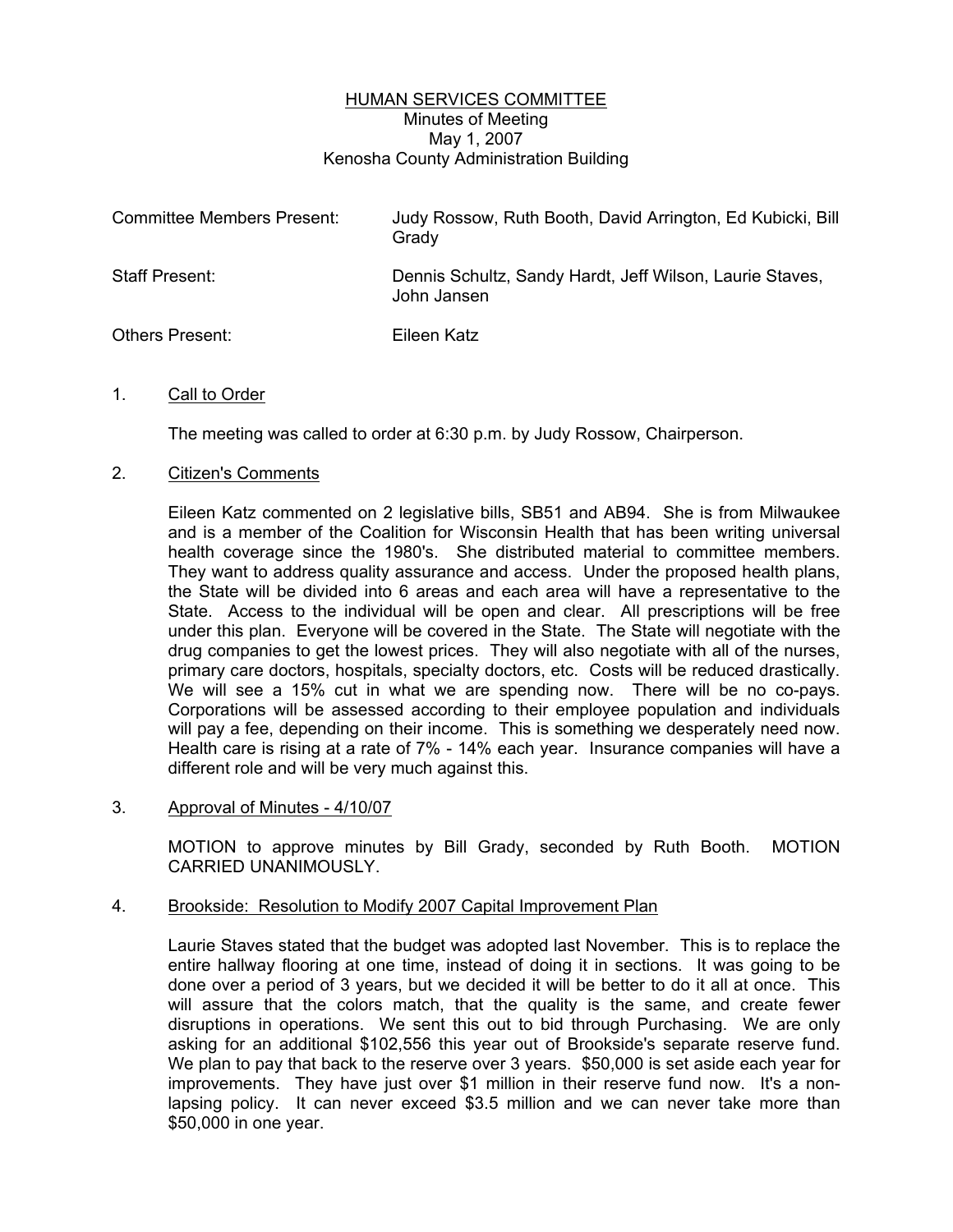# HUMAN SERVICES COMMITTEE

Minutes of Meeting
May 1, 2007
Kenosha County Administration Building

| | |
|---|---|
| Committee Members Present: | Judy Rossow, Ruth Booth, David Arrington, Ed Kubicki, Bill Grady |
| Staff Present: | Dennis Schultz, Sandy Hardt, Jeff Wilson, Laurie Staves, John Jansen |
| Others Present: | Eileen Katz |

1. Call to Order

   The meeting was called to order at 6:30 p.m. by Judy Rossow, Chairperson.

2. Citizen's Comments

   Eileen Katz commented on 2 legislative bills, SB51 and AB94. She is from Milwaukee and is a member of the Coalition for Wisconsin Health that has been writing universal health coverage since the 1980's. She distributed material to committee members. They want to address quality assurance and access. Under the proposed health plans, the State will be divided into 6 areas and each area will have a representative to the State. Access to the individual will be open and clear. All prescriptions will be free under this plan. Everyone will be covered in the State. The State will negotiate with the drug companies to get the lowest prices. They will also negotiate with all of the nurses, primary care doctors, hospitals, specialty doctors, etc. Costs will be reduced drastically. We will see a 15% cut in what we are spending now. There will be no co-pays. Corporations will be assessed according to their employee population and individuals will pay a fee, depending on their income. This is something we desperately need now. Health care is rising at a rate of 7% - 14% each year. Insurance companies will have a different role and will be very much against this.

3. Approval of Minutes - 4/10/07

   MOTION to approve minutes by Bill Grady, seconded by Ruth Booth. MOTION CARRIED UNANIMOUSLY.

4. Brookside: Resolution to Modify 2007 Capital Improvement Plan

   Laurie Staves stated that the budget was adopted last November. This is to replace the entire hallway flooring at one time, instead of doing it in sections. It was going to be done over a period of 3 years, but we decided it will be better to do it all at once. This will assure that the colors match, that the quality is the same, and create fewer disruptions in operations. We sent this out to bid through Purchasing. We are only asking for an additional $102,556 this year out of Brookside's separate reserve fund. We plan to pay that back to the reserve over 3 years. $50,000 is set aside each year for improvements. They have just over $1 million in their reserve fund now. It's a non-lapsing policy. It can never exceed $3.5 million and we can never take more than $50,000 in one year.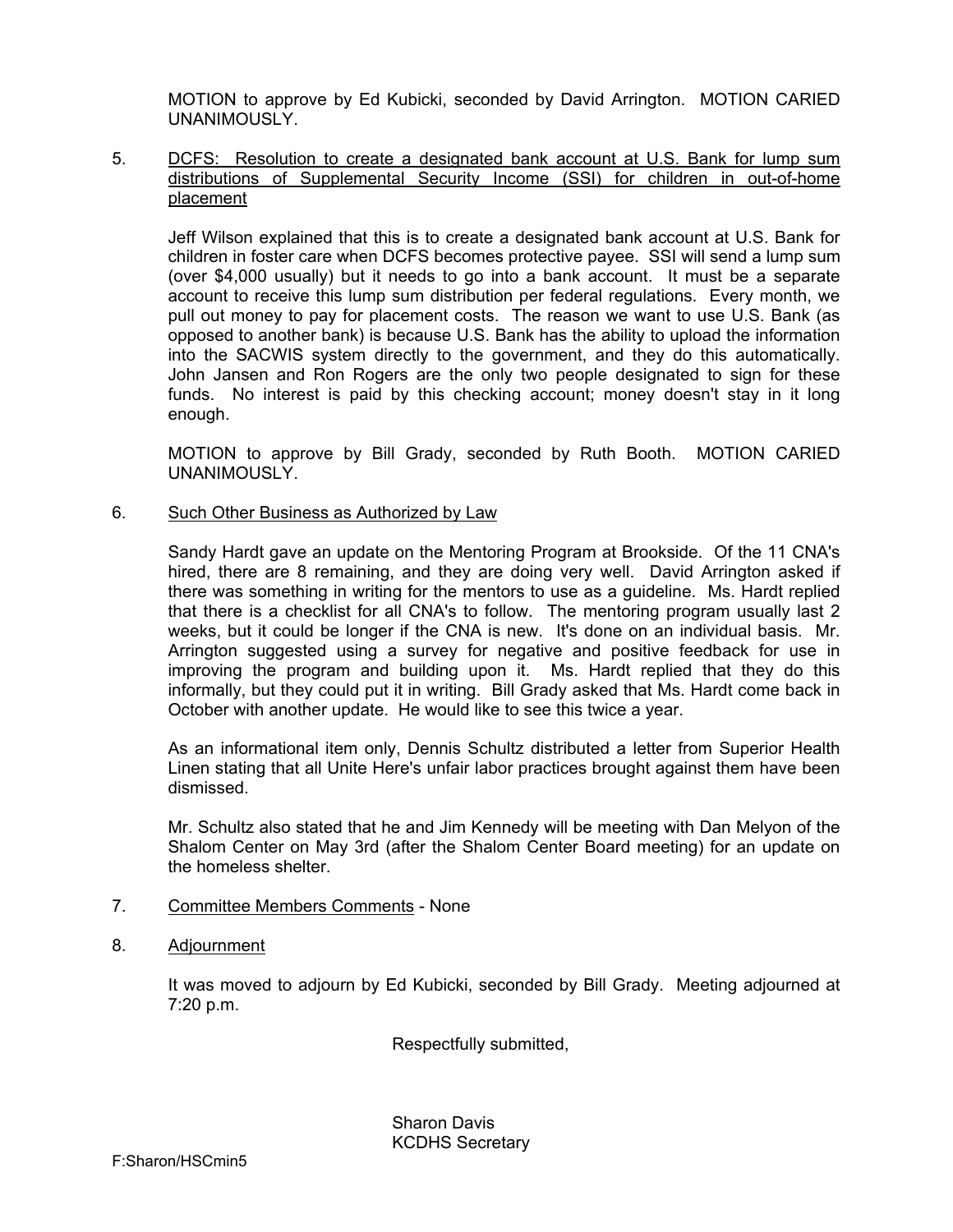MOTION to approve by Ed Kubicki, seconded by David Arrington. MOTION CARIED UNANIMOUSLY.

5. <u>DCFS: Resolution to create a designated bank account at U.S. Bank for lump sum distributions of Supplemental Security Income (SSI) for children in out-of-home placement</u>

   Jeff Wilson explained that this is to create a designated bank account at U.S. Bank for children in foster care when DCFS becomes protective payee. SSI will send a lump sum (over $4,000 usually) but it needs to go into a bank account. It must be a separate account to receive this lump sum distribution per federal regulations. Every month, we pull out money to pay for placement costs. The reason we want to use U.S. Bank (as opposed to another bank) is because U.S. Bank has the ability to upload the information into the SACWIS system directly to the government, and they do this automatically. John Jansen and Ron Rogers are the only two people designated to sign for these funds. No interest is paid by this checking account; money doesn't stay in it long enough.

   MOTION to approve by Bill Grady, seconded by Ruth Booth. MOTION CARIED UNANIMOUSLY.

6. <u>Such Other Business as Authorized by Law</u>

   Sandy Hardt gave an update on the Mentoring Program at Brookside. Of the 11 CNA's hired, there are 8 remaining, and they are doing very well. David Arrington asked if there was something in writing for the mentors to use as a guideline. Ms. Hardt replied that there is a checklist for all CNA's to follow. The mentoring program usually last 2 weeks, but it could be longer if the CNA is new. It's done on an individual basis. Mr. Arrington suggested using a survey for negative and positive feedback for use in improving the program and building upon it. Ms. Hardt replied that they do this informally, but they could put it in writing. Bill Grady asked that Ms. Hardt come back in October with another update. He would like to see this twice a year.

   As an informational item only, Dennis Schultz distributed a letter from Superior Health Linen stating that all Unite Here's unfair labor practices brought against them have been dismissed.

   Mr. Schultz also stated that he and Jim Kennedy will be meeting with Dan Melyon of the Shalom Center on May 3rd (after the Shalom Center Board meeting) for an update on the homeless shelter.

7. <u>Committee Members Comments</u> - None

8. <u>Adjournment</u>

   It was moved to adjourn by Ed Kubicki, seconded by Bill Grady. Meeting adjourned at 7:20 p.m.

Respectfully submitted,

Sharon Davis
KCDHS Secretary

F:Sharon/HSCmin5